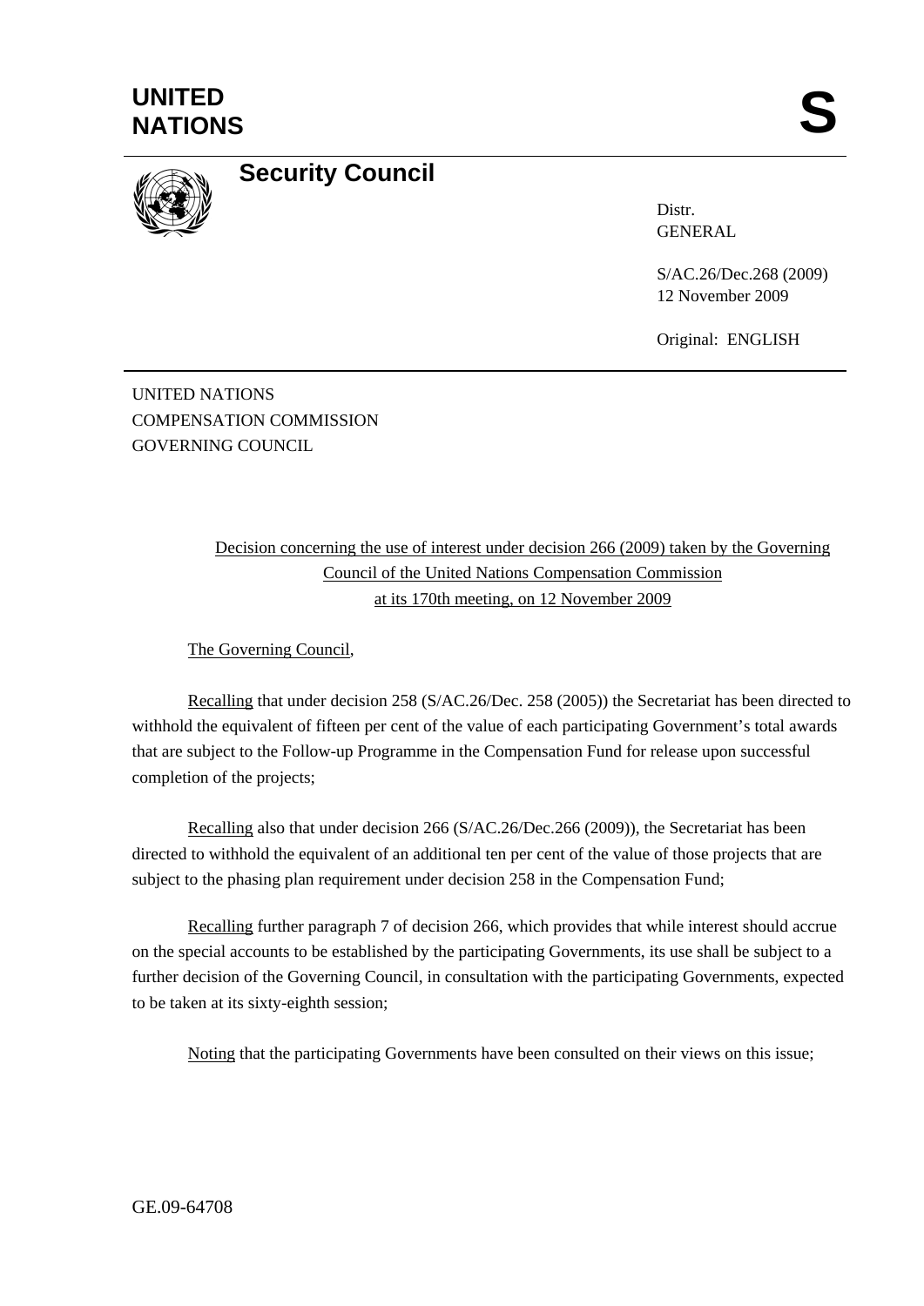# UNITED NATIONS

# S

## Security Council

Distr.
GENERAL

S/AC.26/Dec.268 (2009)
12 November 2009

Original: ENGLISH

UNITED NATIONS
COMPENSATION COMMISSION
GOVERNING COUNCIL

Decision concerning the use of interest under decision 266 (2009) taken by the Governing Council of the United Nations Compensation Commission at its 170th meeting, on 12 November 2009

The Governing Council,

Recalling that under decision 258 (S/AC.26/Dec. 258 (2005)) the Secretariat has been directed to withhold the equivalent of fifteen per cent of the value of each participating Government's total awards that are subject to the Follow-up Programme in the Compensation Fund for release upon successful completion of the projects;

Recalling also that under decision 266 (S/AC.26/Dec.266 (2009)), the Secretariat has been directed to withhold the equivalent of an additional ten per cent of the value of those projects that are subject to the phasing plan requirement under decision 258 in the Compensation Fund;

Recalling further paragraph 7 of decision 266, which provides that while interest should accrue on the special accounts to be established by the participating Governments, its use shall be subject to a further decision of the Governing Council, in consultation with the participating Governments, expected to be taken at its sixty-eighth session;

Noting that the participating Governments have been consulted on their views on this issue;

GE.09-64708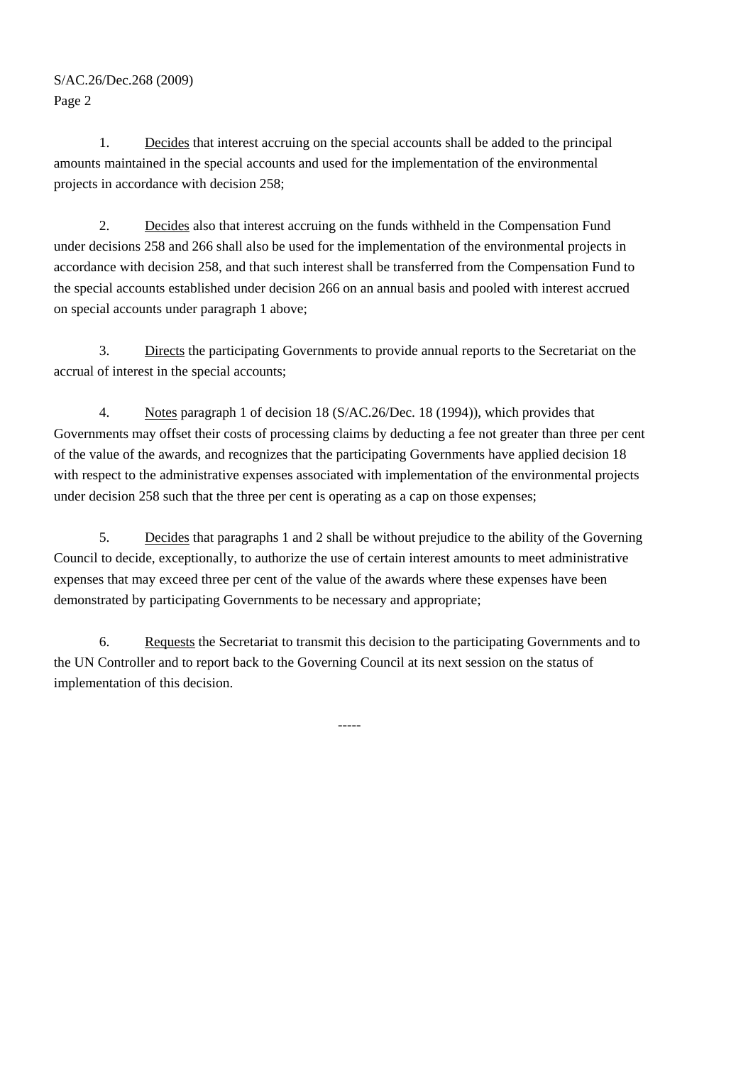1. <u>Decides</u> that interest accruing on the special accounts shall be added to the principal amounts maintained in the special accounts and used for the implementation of the environmental projects in accordance with decision 258;

2. <u>Decides</u> also that interest accruing on the funds withheld in the Compensation Fund under decisions 258 and 266 shall also be used for the implementation of the environmental projects in accordance with decision 258, and that such interest shall be transferred from the Compensation Fund to the special accounts established under decision 266 on an annual basis and pooled with interest accrued on special accounts under paragraph 1 above;

3. <u>Directs</u> the participating Governments to provide annual reports to the Secretariat on the accrual of interest in the special accounts;

4. <u>Notes</u> paragraph 1 of decision 18 (S/AC.26/Dec. 18 (1994)), which provides that Governments may offset their costs of processing claims by deducting a fee not greater than three per cent of the value of the awards, and recognizes that the participating Governments have applied decision 18 with respect to the administrative expenses associated with implementation of the environmental projects under decision 258 such that the three per cent is operating as a cap on those expenses;

5. <u>Decides</u> that paragraphs 1 and 2 shall be without prejudice to the ability of the Governing Council to decide, exceptionally, to authorize the use of certain interest amounts to meet administrative expenses that may exceed three per cent of the value of the awards where these expenses have been demonstrated by participating Governments to be necessary and appropriate;

6. <u>Requests</u> the Secretariat to transmit this decision to the participating Governments and to the UN Controller and to report back to the Governing Council at its next session on the status of implementation of this decision.

-----